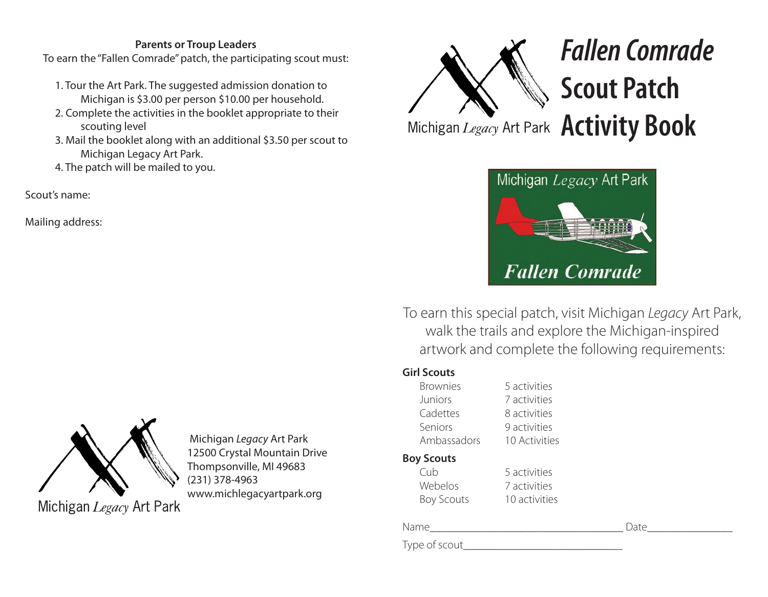**Parents or Troup Leaders**

To earn the "Fallen Comrade" patch, the participating scout must:

1. Tour the Art Park. The suggested admission donation to Michigan is $3.00 per person $10.00 per household.
2. Complete the activities in the booklet appropriate to their scouting level
3. Mail the booklet along with an additional $3.50 per scout to Michigan Legacy Art Park.
4. The patch will be mailed to you.

Scout's name:

Mailing address:

Michigan *Legacy* Art Park

Michigan *Legacy* Art Park
12500 Crystal Mountain Drive
Thompsonville, MI 49683
(231) 378-4963
www.michlegacyartpark.org

Michigan *Legacy* Art Park

# *Fallen Comrade* Scout Patch Activity Book

Michigan *Legacy* Art Park

*Fallen Comrade*

To earn this special patch, visit Michigan *Legacy* Art Park, walk the trails and explore the Michigan-inspired artwork and complete the following requirements:

**Girl Scouts**

| | |
|---|---|
| Brownies | 5 activities |
| Juniors | 7 activities |
| Cadettes | 8 activities |
| Seniors | 9 activities |
| Ambassadors | 10 Activities |

**Boy Scouts**

| | |
|---|---|
| Cub | 5 activities |
| Webelos | 7 activities |
| Boy Scouts | 10 activities |

Name_________________________________ Date_______________

Type of scout____________________________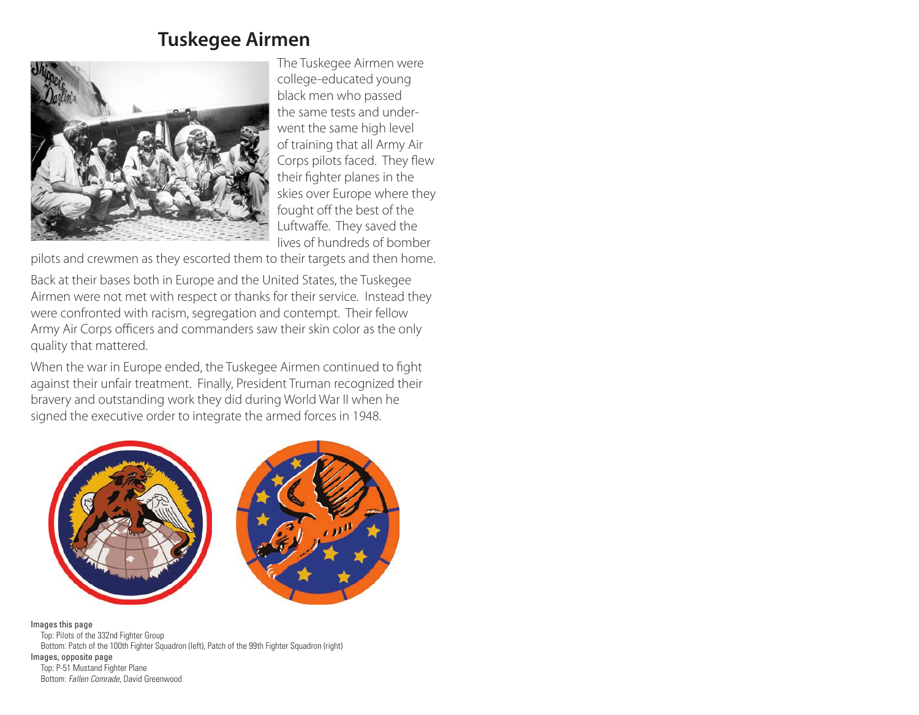# Tuskegee Airmen

The Tuskegee Airmen were college-educated young black men who passed the same tests and underwent the same high level of training that all Army Air Corps pilots faced. They flew their fighter planes in the skies over Europe where they fought off the best of the Luftwaffe. They saved the lives of hundreds of bomber pilots and crewmen as they escorted them to their targets and then home.

Back at their bases both in Europe and the United States, the Tuskegee Airmen were not met with respect or thanks for their service. Instead they were confronted with racism, segregation and contempt. Their fellow Army Air Corps officers and commanders saw their skin color as the only quality that mattered.

When the war in Europe ended, the Tuskegee Airmen continued to fight against their unfair treatment. Finally, President Truman recognized their bravery and outstanding work they did during World War II when he signed the executive order to integrate the armed forces in 1948.

Images this page
- Top: Pilots of the 332nd Fighter Group
- Bottom: Patch of the 100th Fighter Squadron (left), Patch of the 99th Fighter Squadron (right)

Images, opposite page
- Top: P-51 Mustand Fighter Plane
- Bottom: *Fallen Comrade*, David Greenwood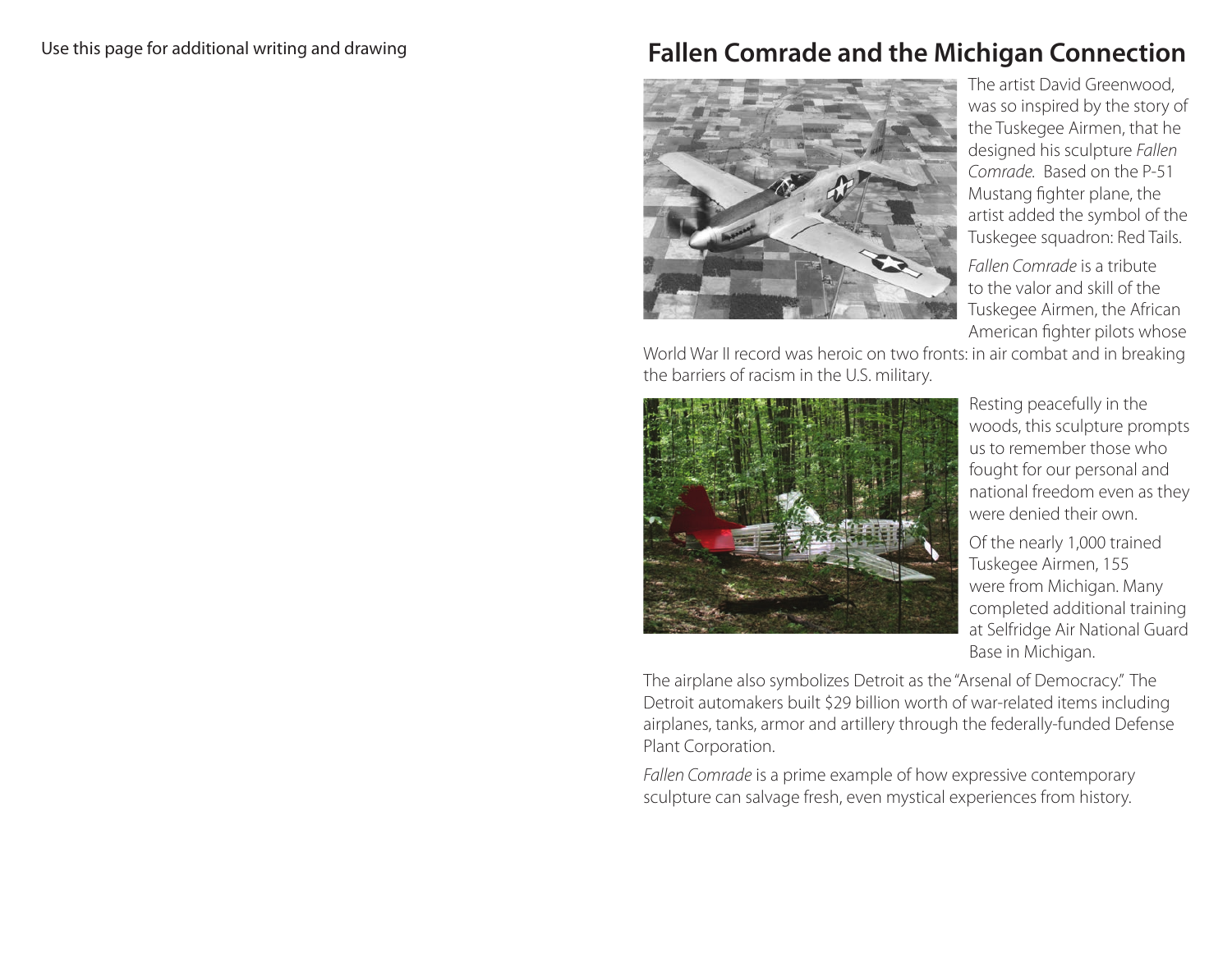Use this page for additional writing and drawing

# Fallen Comrade and the Michigan Connection

The artist David Greenwood, was so inspired by the story of the Tuskegee Airmen, that he designed his sculpture *Fallen Comrade*. Based on the P-51 Mustang fighter plane, the artist added the symbol of the Tuskegee squadron: Red Tails.

*Fallen Comrade* is a tribute to the valor and skill of the Tuskegee Airmen, the African American fighter pilots whose World War II record was heroic on two fronts: in air combat and in breaking the barriers of racism in the U.S. military.

Resting peacefully in the woods, this sculpture prompts us to remember those who fought for our personal and national freedom even as they were denied their own.

Of the nearly 1,000 trained Tuskegee Airmen, 155 were from Michigan. Many completed additional training at Selfridge Air National Guard Base in Michigan.

The airplane also symbolizes Detroit as the "Arsenal of Democracy." The Detroit automakers built $29 billion worth of war-related items including airplanes, tanks, armor and artillery through the federally-funded Defense Plant Corporation.

*Fallen Comrade* is a prime example of how expressive contemporary sculpture can salvage fresh, even mystical experiences from history.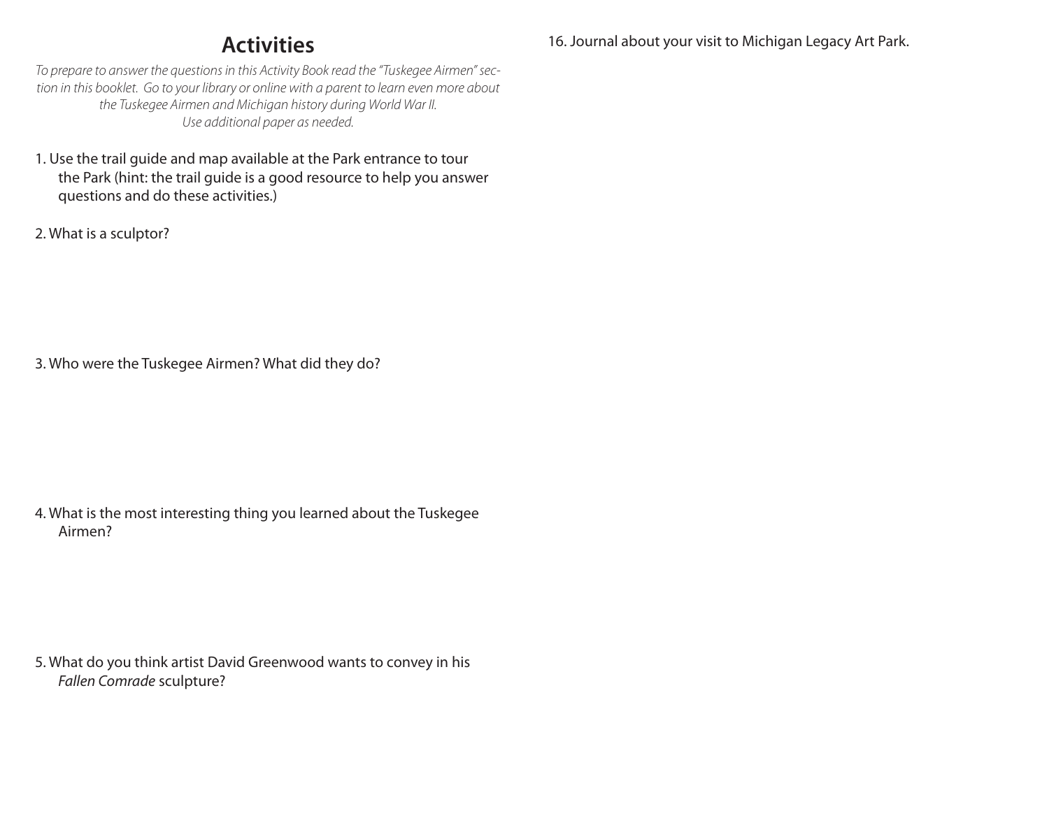## Activities

*To prepare to answer the questions in this Activity Book read the "Tuskegee Airmen" section in this booklet. Go to your library or online with a parent to learn even more about the Tuskegee Airmen and Michigan history during World War II. Use additional paper as needed.*

1. Use the trail guide and map available at the Park entrance to tour the Park (hint: the trail guide is a good resource to help you answer questions and do these activities.)

2. What is a sculptor?

3. Who were the Tuskegee Airmen? What did they do?

4. What is the most interesting thing you learned about the Tuskegee Airmen?

5. What do you think artist David Greenwood wants to convey in his *Fallen Comrade* sculpture?

16. Journal about your visit to Michigan Legacy Art Park.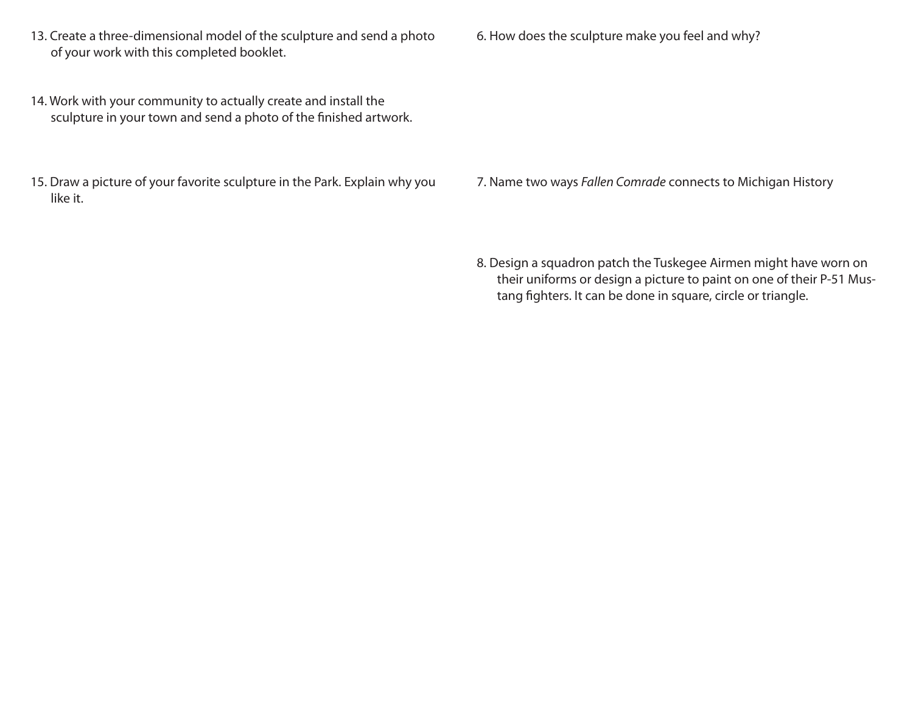13. Create a three-dimensional model of the sculpture and send a photo of your work with this completed booklet.

14. Work with your community to actually create and install the sculpture in your town and send a photo of the finished artwork.

15. Draw a picture of your favorite sculpture in the Park. Explain why you like it.

6. How does the sculpture make you feel and why?

7. Name two ways *Fallen Comrade* connects to Michigan History

8. Design a squadron patch the Tuskegee Airmen might have worn on their uniforms or design a picture to paint on one of their P-51 Mustang fighters. It can be done in square, circle or triangle.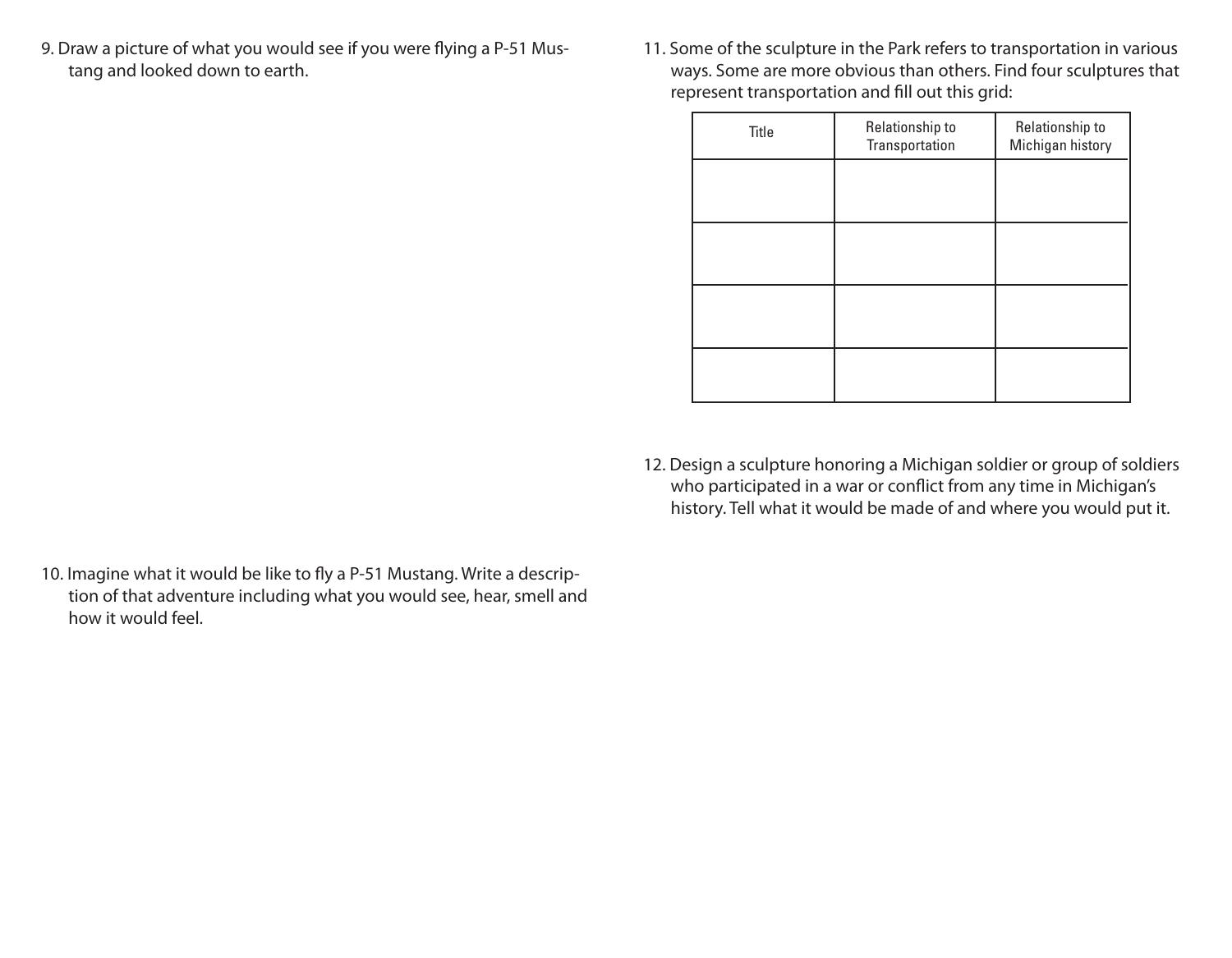9. Draw a picture of what you would see if you were flying a P-51 Mustang and looked down to earth.

10. Imagine what it would be like to fly a P-51 Mustang. Write a description of that adventure including what you would see, hear, smell and how it would feel.

11. Some of the sculpture in the Park refers to transportation in various ways. Some are more obvious than others. Find four sculptures that represent transportation and fill out this grid:

| Title | Relationship to Transportation | Relationship to Michigan history |
|---|---|---|
| | | |
| | | |
| | | |
| | | |

12. Design a sculpture honoring a Michigan soldier or group of soldiers who participated in a war or conflict from any time in Michigan's history. Tell what it would be made of and where you would put it.